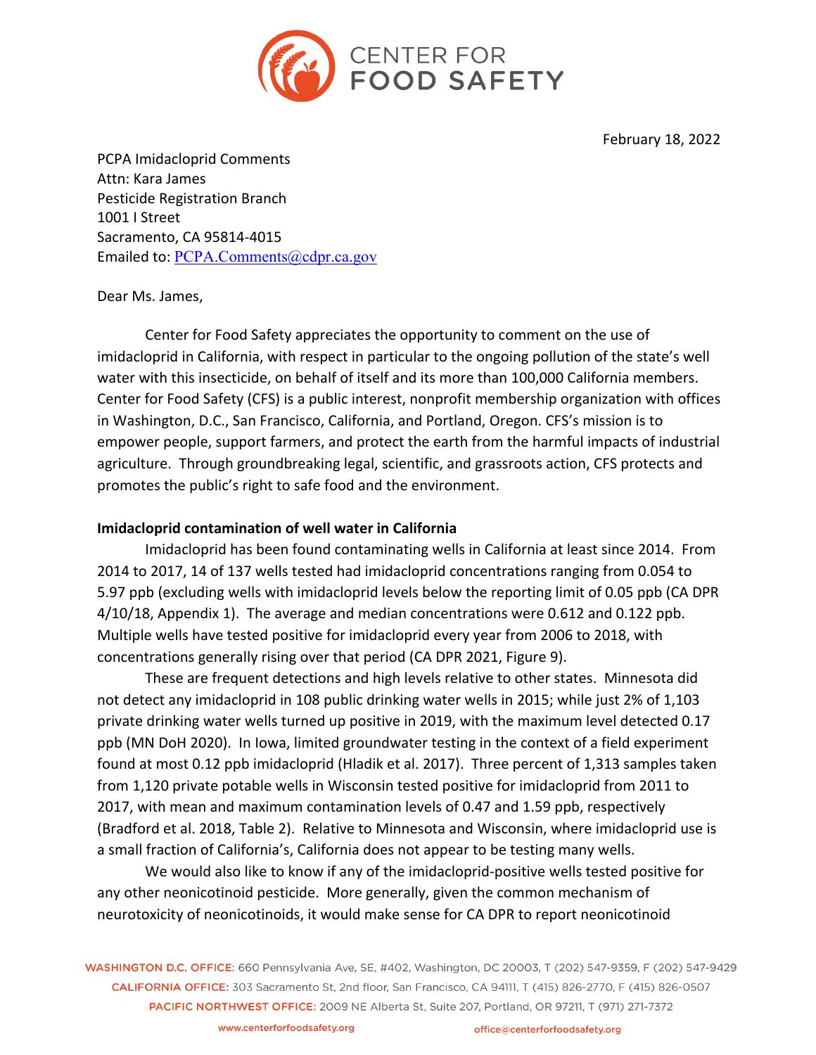February 18, 2022

PCPA Imidacloprid Comments
Attn: Kara James
Pesticide Registration Branch
1001 I Street
Sacramento, CA 95814-4015
Emailed to: PCPA.Comments@cdpr.ca.gov

Dear Ms. James,

Center for Food Safety appreciates the opportunity to comment on the use of imidacloprid in California, with respect in particular to the ongoing pollution of the state's well water with this insecticide, on behalf of itself and its more than 100,000 California members. Center for Food Safety (CFS) is a public interest, nonprofit membership organization with offices in Washington, D.C., San Francisco, California, and Portland, Oregon. CFS's mission is to empower people, support farmers, and protect the earth from the harmful impacts of industrial agriculture. Through groundbreaking legal, scientific, and grassroots action, CFS protects and promotes the public's right to safe food and the environment.

**Imidacloprid contamination of well water in California**

Imidacloprid has been found contaminating wells in California at least since 2014. From 2014 to 2017, 14 of 137 wells tested had imidacloprid concentrations ranging from 0.054 to 5.97 ppb (excluding wells with imidacloprid levels below the reporting limit of 0.05 ppb (CA DPR 4/10/18, Appendix 1). The average and median concentrations were 0.612 and 0.122 ppb. Multiple wells have tested positive for imidacloprid every year from 2006 to 2018, with concentrations generally rising over that period (CA DPR 2021, Figure 9).

These are frequent detections and high levels relative to other states. Minnesota did not detect any imidacloprid in 108 public drinking water wells in 2015; while just 2% of 1,103 private drinking water wells turned up positive in 2019, with the maximum level detected 0.17 ppb (MN DoH 2020). In Iowa, limited groundwater testing in the context of a field experiment found at most 0.12 ppb imidacloprid (Hladik et al. 2017). Three percent of 1,313 samples taken from 1,120 private potable wells in Wisconsin tested positive for imidacloprid from 2011 to 2017, with mean and maximum contamination levels of 0.47 and 1.59 ppb, respectively (Bradford et al. 2018, Table 2). Relative to Minnesota and Wisconsin, where imidacloprid use is a small fraction of California's, California does not appear to be testing many wells.

We would also like to know if any of the imidacloprid-positive wells tested positive for any other neonicotinoid pesticide. More generally, given the common mechanism of neurotoxicity of neonicotinoids, it would make sense for CA DPR to report neonicotinoid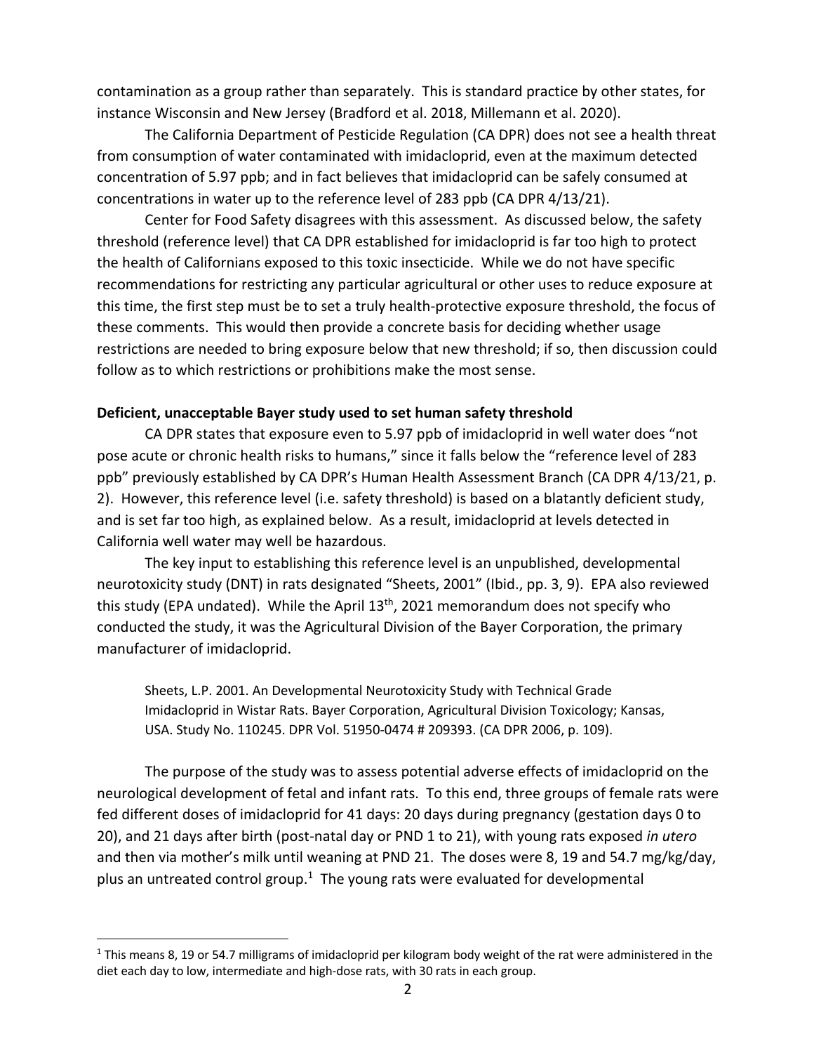contamination as a group rather than separately. This is standard practice by other states, for instance Wisconsin and New Jersey (Bradford et al. 2018, Millemann et al. 2020).

The California Department of Pesticide Regulation (CA DPR) does not see a health threat from consumption of water contaminated with imidacloprid, even at the maximum detected concentration of 5.97 ppb; and in fact believes that imidacloprid can be safely consumed at concentrations in water up to the reference level of 283 ppb (CA DPR 4/13/21).

Center for Food Safety disagrees with this assessment. As discussed below, the safety threshold (reference level) that CA DPR established for imidacloprid is far too high to protect the health of Californians exposed to this toxic insecticide. While we do not have specific recommendations for restricting any particular agricultural or other uses to reduce exposure at this time, the first step must be to set a truly health-protective exposure threshold, the focus of these comments. This would then provide a concrete basis for deciding whether usage restrictions are needed to bring exposure below that new threshold; if so, then discussion could follow as to which restrictions or prohibitions make the most sense.

**Deficient, unacceptable Bayer study used to set human safety threshold**

CA DPR states that exposure even to 5.97 ppb of imidacloprid in well water does "not pose acute or chronic health risks to humans," since it falls below the "reference level of 283 ppb" previously established by CA DPR's Human Health Assessment Branch (CA DPR 4/13/21, p. 2). However, this reference level (i.e. safety threshold) is based on a blatantly deficient study, and is set far too high, as explained below. As a result, imidacloprid at levels detected in California well water may well be hazardous.

The key input to establishing this reference level is an unpublished, developmental neurotoxicity study (DNT) in rats designated "Sheets, 2001" (Ibid., pp. 3, 9). EPA also reviewed this study (EPA undated). While the April 13th, 2021 memorandum does not specify who conducted the study, it was the Agricultural Division of the Bayer Corporation, the primary manufacturer of imidacloprid.

> Sheets, L.P. 2001. An Developmental Neurotoxicity Study with Technical Grade Imidacloprid in Wistar Rats. Bayer Corporation, Agricultural Division Toxicology; Kansas, USA. Study No. 110245. DPR Vol. 51950-0474 # 209393. (CA DPR 2006, p. 109).

The purpose of the study was to assess potential adverse effects of imidacloprid on the neurological development of fetal and infant rats. To this end, three groups of female rats were fed different doses of imidacloprid for 41 days: 20 days during pregnancy (gestation days 0 to 20), and 21 days after birth (post-natal day or PND 1 to 21), with young rats exposed *in utero* and then via mother's milk until weaning at PND 21. The doses were 8, 19 and 54.7 mg/kg/day, plus an untreated control group.[1] The young rats were evaluated for developmental

[1] This means 8, 19 or 54.7 milligrams of imidacloprid per kilogram body weight of the rat were administered in the diet each day to low, intermediate and high-dose rats, with 30 rats in each group.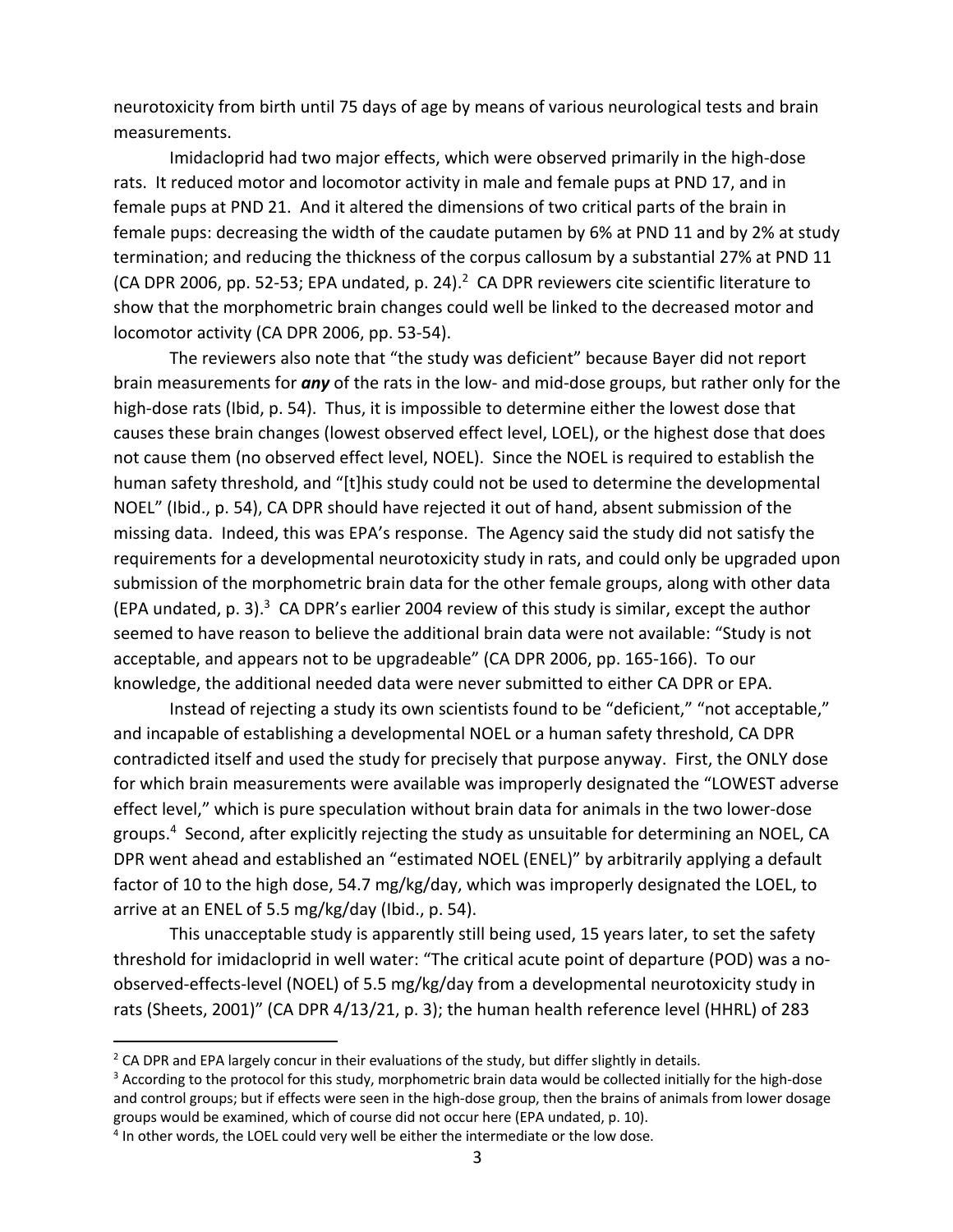neurotoxicity from birth until 75 days of age by means of various neurological tests and brain measurements.

Imidacloprid had two major effects, which were observed primarily in the high-dose rats. It reduced motor and locomotor activity in male and female pups at PND 17, and in female pups at PND 21. And it altered the dimensions of two critical parts of the brain in female pups: decreasing the width of the caudate putamen by 6% at PND 11 and by 2% at study termination; and reducing the thickness of the corpus callosum by a substantial 27% at PND 11 (CA DPR 2006, pp. 52-53; EPA undated, p. 24).[2] CA DPR reviewers cite scientific literature to show that the morphometric brain changes could well be linked to the decreased motor and locomotor activity (CA DPR 2006, pp. 53-54).

The reviewers also note that "the study was deficient" because Bayer did not report brain measurements for ***any*** of the rats in the low- and mid-dose groups, but rather only for the high-dose rats (Ibid, p. 54). Thus, it is impossible to determine either the lowest dose that causes these brain changes (lowest observed effect level, LOEL), or the highest dose that does not cause them (no observed effect level, NOEL). Since the NOEL is required to establish the human safety threshold, and "[t]his study could not be used to determine the developmental NOEL" (Ibid., p. 54), CA DPR should have rejected it out of hand, absent submission of the missing data. Indeed, this was EPA's response. The Agency said the study did not satisfy the requirements for a developmental neurotoxicity study in rats, and could only be upgraded upon submission of the morphometric brain data for the other female groups, along with other data (EPA undated, p. 3).[3] CA DPR's earlier 2004 review of this study is similar, except the author seemed to have reason to believe the additional brain data were not available: "Study is not acceptable, and appears not to be upgradeable" (CA DPR 2006, pp. 165-166). To our knowledge, the additional needed data were never submitted to either CA DPR or EPA.

Instead of rejecting a study its own scientists found to be "deficient," "not acceptable," and incapable of establishing a developmental NOEL or a human safety threshold, CA DPR contradicted itself and used the study for precisely that purpose anyway. First, the ONLY dose for which brain measurements were available was improperly designated the "LOWEST adverse effect level," which is pure speculation without brain data for animals in the two lower-dose groups.[4] Second, after explicitly rejecting the study as unsuitable for determining an NOEL, CA DPR went ahead and established an "estimated NOEL (ENEL)" by arbitrarily applying a default factor of 10 to the high dose, 54.7 mg/kg/day, which was improperly designated the LOEL, to arrive at an ENEL of 5.5 mg/kg/day (Ibid., p. 54).

This unacceptable study is apparently still being used, 15 years later, to set the safety threshold for imidacloprid in well water: "The critical acute point of departure (POD) was a no-observed-effects-level (NOEL) of 5.5 mg/kg/day from a developmental neurotoxicity study in rats (Sheets, 2001)" (CA DPR 4/13/21, p. 3); the human health reference level (HHRL) of 283

---

[2] CA DPR and EPA largely concur in their evaluations of the study, but differ slightly in details.

[3] According to the protocol for this study, morphometric brain data would be collected initially for the high-dose and control groups; but if effects were seen in the high-dose group, then the brains of animals from lower dosage groups would be examined, which of course did not occur here (EPA undated, p. 10).

[4] In other words, the LOEL could very well be either the intermediate or the low dose.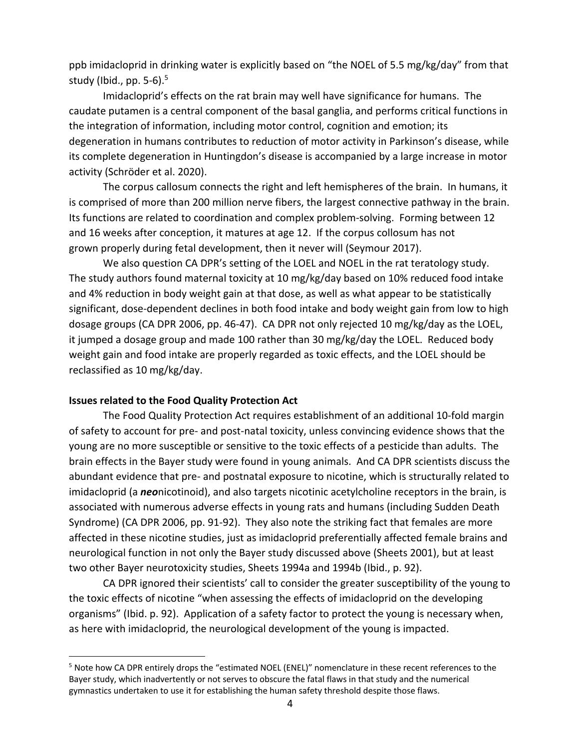ppb imidacloprid in drinking water is explicitly based on "the NOEL of 5.5 mg/kg/day" from that study (Ibid., pp. 5-6).[5]

Imidacloprid's effects on the rat brain may well have significance for humans. The caudate putamen is a central component of the basal ganglia, and performs critical functions in the integration of information, including motor control, cognition and emotion; its degeneration in humans contributes to reduction of motor activity in Parkinson's disease, while its complete degeneration in Huntingdon's disease is accompanied by a large increase in motor activity (Schröder et al. 2020).

The corpus callosum connects the right and left hemispheres of the brain. In humans, it is comprised of more than 200 million nerve fibers, the largest connective pathway in the brain. Its functions are related to coordination and complex problem-solving. Forming between 12 and 16 weeks after conception, it matures at age 12. If the corpus collosum has not grown properly during fetal development, then it never will (Seymour 2017).

We also question CA DPR's setting of the LOEL and NOEL in the rat teratology study. The study authors found maternal toxicity at 10 mg/kg/day based on 10% reduced food intake and 4% reduction in body weight gain at that dose, as well as what appear to be statistically significant, dose-dependent declines in both food intake and body weight gain from low to high dosage groups (CA DPR 2006, pp. 46-47). CA DPR not only rejected 10 mg/kg/day as the LOEL, it jumped a dosage group and made 100 rather than 30 mg/kg/day the LOEL. Reduced body weight gain and food intake are properly regarded as toxic effects, and the LOEL should be reclassified as 10 mg/kg/day.

**Issues related to the Food Quality Protection Act**

The Food Quality Protection Act requires establishment of an additional 10-fold margin of safety to account for pre- and post-natal toxicity, unless convincing evidence shows that the young are no more susceptible or sensitive to the toxic effects of a pesticide than adults. The brain effects in the Bayer study were found in young animals. And CA DPR scientists discuss the abundant evidence that pre- and postnatal exposure to nicotine, which is structurally related to imidacloprid (a ***neo***nicotinoid), and also targets nicotinic acetylcholine receptors in the brain, is associated with numerous adverse effects in young rats and humans (including Sudden Death Syndrome) (CA DPR 2006, pp. 91-92). They also note the striking fact that females are more affected in these nicotine studies, just as imidacloprid preferentially affected female brains and neurological function in not only the Bayer study discussed above (Sheets 2001), but at least two other Bayer neurotoxicity studies, Sheets 1994a and 1994b (Ibid., p. 92).

CA DPR ignored their scientists' call to consider the greater susceptibility of the young to the toxic effects of nicotine "when assessing the effects of imidacloprid on the developing organisms" (Ibid. p. 92). Application of a safety factor to protect the young is necessary when, as here with imidacloprid, the neurological development of the young is impacted.

[5] Note how CA DPR entirely drops the "estimated NOEL (ENEL)" nomenclature in these recent references to the Bayer study, which inadvertently or not serves to obscure the fatal flaws in that study and the numerical gymnastics undertaken to use it for establishing the human safety threshold despite those flaws.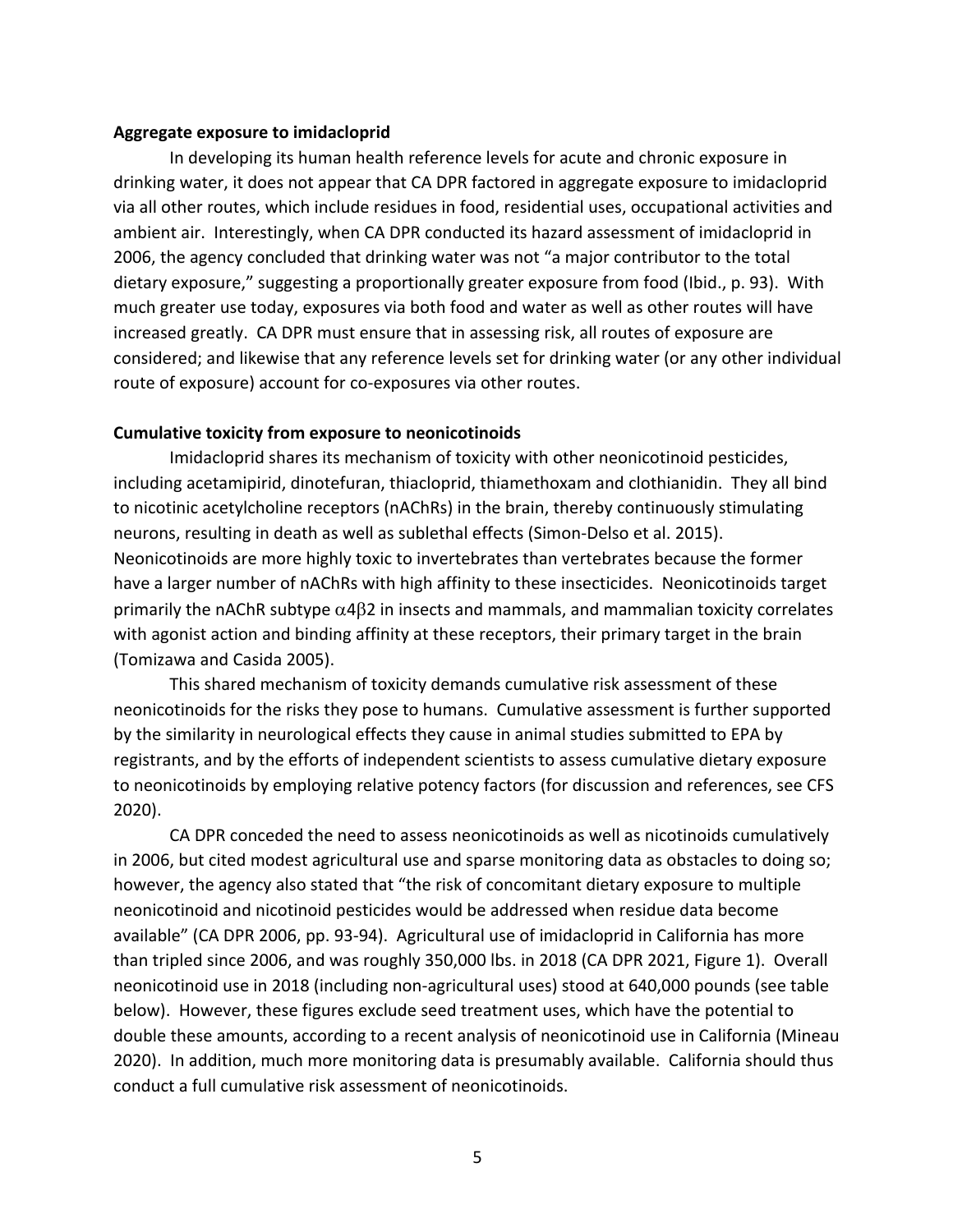**Aggregate exposure to imidacloprid**

In developing its human health reference levels for acute and chronic exposure in drinking water, it does not appear that CA DPR factored in aggregate exposure to imidacloprid via all other routes, which include residues in food, residential uses, occupational activities and ambient air. Interestingly, when CA DPR conducted its hazard assessment of imidacloprid in 2006, the agency concluded that drinking water was not "a major contributor to the total dietary exposure," suggesting a proportionally greater exposure from food (Ibid., p. 93). With much greater use today, exposures via both food and water as well as other routes will have increased greatly. CA DPR must ensure that in assessing risk, all routes of exposure are considered; and likewise that any reference levels set for drinking water (or any other individual route of exposure) account for co-exposures via other routes.

**Cumulative toxicity from exposure to neonicotinoids**

Imidacloprid shares its mechanism of toxicity with other neonicotinoid pesticides, including acetamipirid, dinotefuran, thiacloprid, thiamethoxam and clothianidin. They all bind to nicotinic acetylcholine receptors (nAChRs) in the brain, thereby continuously stimulating neurons, resulting in death as well as sublethal effects (Simon-Delso et al. 2015). Neonicotinoids are more highly toxic to invertebrates than vertebrates because the former have a larger number of nAChRs with high affinity to these insecticides. Neonicotinoids target primarily the nAChR subtype $\alpha4\beta2$ in insects and mammals, and mammalian toxicity correlates with agonist action and binding affinity at these receptors, their primary target in the brain (Tomizawa and Casida 2005).

This shared mechanism of toxicity demands cumulative risk assessment of these neonicotinoids for the risks they pose to humans. Cumulative assessment is further supported by the similarity in neurological effects they cause in animal studies submitted to EPA by registrants, and by the efforts of independent scientists to assess cumulative dietary exposure to neonicotinoids by employing relative potency factors (for discussion and references, see CFS 2020).

CA DPR conceded the need to assess neonicotinoids as well as nicotinoids cumulatively in 2006, but cited modest agricultural use and sparse monitoring data as obstacles to doing so; however, the agency also stated that "the risk of concomitant dietary exposure to multiple neonicotinoid and nicotinoid pesticides would be addressed when residue data become available" (CA DPR 2006, pp. 93-94). Agricultural use of imidacloprid in California has more than tripled since 2006, and was roughly 350,000 lbs. in 2018 (CA DPR 2021, Figure 1). Overall neonicotinoid use in 2018 (including non-agricultural uses) stood at 640,000 pounds (see table below). However, these figures exclude seed treatment uses, which have the potential to double these amounts, according to a recent analysis of neonicotinoid use in California (Mineau 2020). In addition, much more monitoring data is presumably available. California should thus conduct a full cumulative risk assessment of neonicotinoids.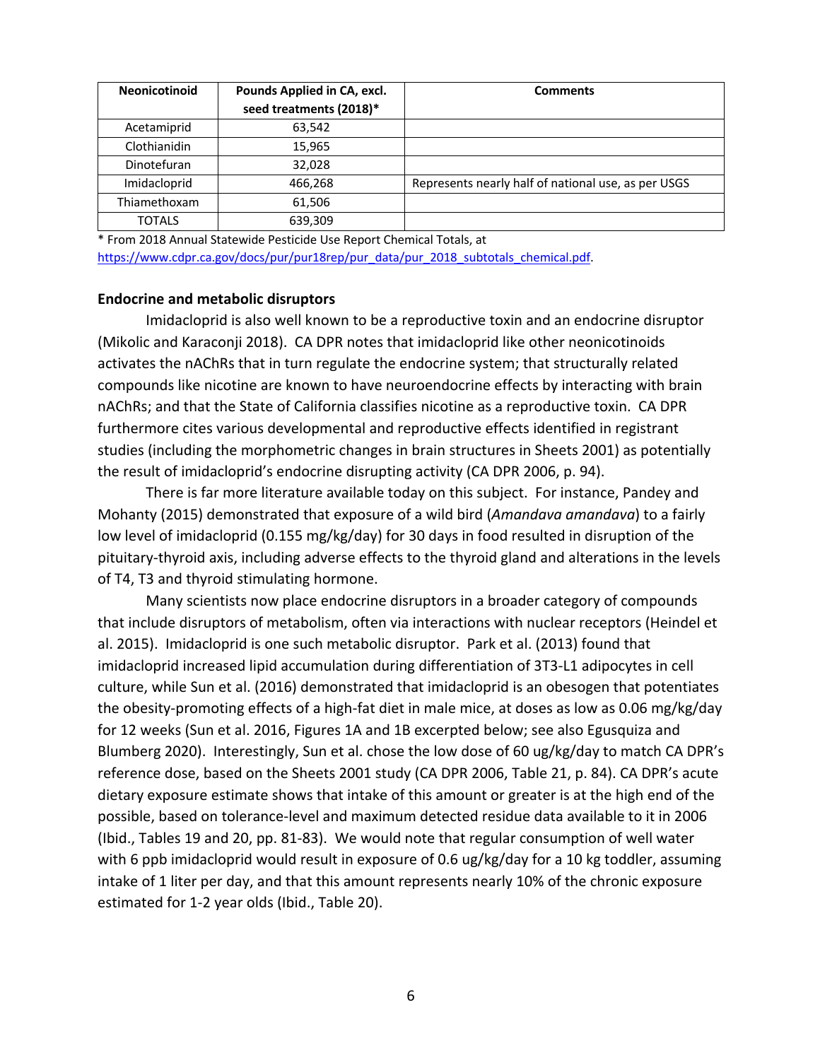| Neonicotinoid | Pounds Applied in CA, excl. seed treatments (2018)* | Comments |
|---|---|---|
| Acetamiprid | 63,542 | |
| Clothianidin | 15,965 | |
| Dinotefuran | 32,028 | |
| Imidacloprid | 466,268 | Represents nearly half of national use, as per USGS |
| Thiamethoxam | 61,506 | |
| TOTALS | 639,309 | |

* From 2018 Annual Statewide Pesticide Use Report Chemical Totals, at https://www.cdpr.ca.gov/docs/pur/pur18rep/pur_data/pur_2018_subtotals_chemical.pdf.

**Endocrine and metabolic disruptors**

Imidacloprid is also well known to be a reproductive toxin and an endocrine disruptor (Mikolic and Karaconji 2018). CA DPR notes that imidacloprid like other neonicotinoids activates the nAChRs that in turn regulate the endocrine system; that structurally related compounds like nicotine are known to have neuroendocrine effects by interacting with brain nAChRs; and that the State of California classifies nicotine as a reproductive toxin. CA DPR furthermore cites various developmental and reproductive effects identified in registrant studies (including the morphometric changes in brain structures in Sheets 2001) as potentially the result of imidacloprid's endocrine disrupting activity (CA DPR 2006, p. 94).

There is far more literature available today on this subject. For instance, Pandey and Mohanty (2015) demonstrated that exposure of a wild bird (*Amandava amandava*) to a fairly low level of imidacloprid (0.155 mg/kg/day) for 30 days in food resulted in disruption of the pituitary-thyroid axis, including adverse effects to the thyroid gland and alterations in the levels of T4, T3 and thyroid stimulating hormone.

Many scientists now place endocrine disruptors in a broader category of compounds that include disruptors of metabolism, often via interactions with nuclear receptors (Heindel et al. 2015). Imidacloprid is one such metabolic disruptor. Park et al. (2013) found that imidacloprid increased lipid accumulation during differentiation of 3T3-L1 adipocytes in cell culture, while Sun et al. (2016) demonstrated that imidacloprid is an obesogen that potentiates the obesity-promoting effects of a high-fat diet in male mice, at doses as low as 0.06 mg/kg/day for 12 weeks (Sun et al. 2016, Figures 1A and 1B excerpted below; see also Egusquiza and Blumberg 2020). Interestingly, Sun et al. chose the low dose of 60 ug/kg/day to match CA DPR's reference dose, based on the Sheets 2001 study (CA DPR 2006, Table 21, p. 84). CA DPR's acute dietary exposure estimate shows that intake of this amount or greater is at the high end of the possible, based on tolerance-level and maximum detected residue data available to it in 2006 (Ibid., Tables 19 and 20, pp. 81-83). We would note that regular consumption of well water with 6 ppb imidacloprid would result in exposure of 0.6 ug/kg/day for a 10 kg toddler, assuming intake of 1 liter per day, and that this amount represents nearly 10% of the chronic exposure estimated for 1-2 year olds (Ibid., Table 20).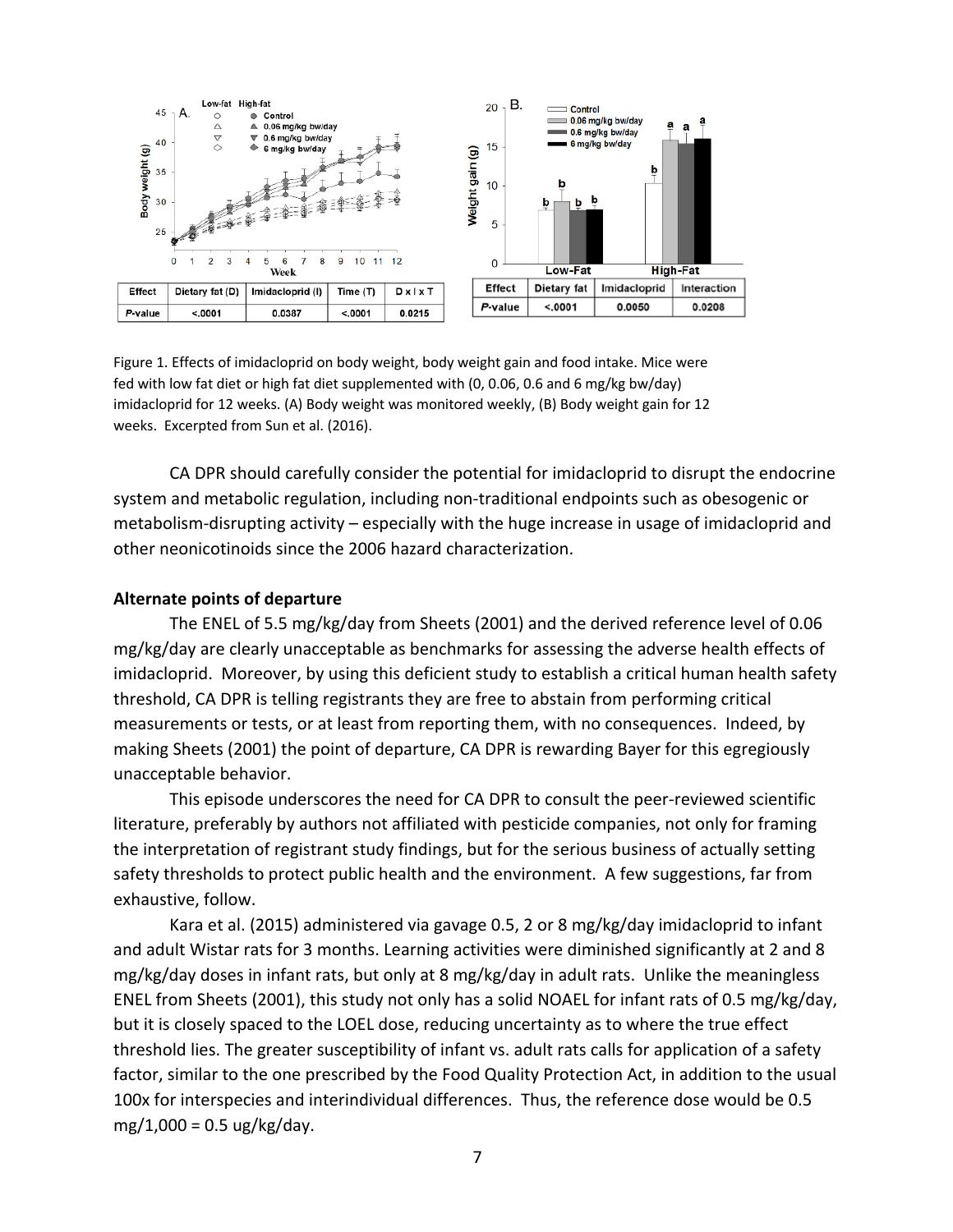| Effect | Dietary fat (D) | Imidacloprid (I) | Time (T) | D x I x T |
| --- | --- | --- | --- | --- |
| P-value | <.0001 | 0.0387 | <.0001 | 0.0215 |

| Effect | Dietary fat | Imidacloprid | Interaction |
| --- | --- | --- | --- |
| P-value | <.0001 | 0.0050 | 0.0208 |

Figure 1. Effects of imidacloprid on body weight, body weight gain and food intake. Mice were fed with low fat diet or high fat diet supplemented with (0, 0.06, 0.6 and 6 mg/kg bw/day) imidacloprid for 12 weeks. (A) Body weight was monitored weekly, (B) Body weight gain for 12 weeks. Excerpted from Sun et al. (2016).

CA DPR should carefully consider the potential for imidacloprid to disrupt the endocrine system and metabolic regulation, including non-traditional endpoints such as obesogenic or metabolism-disrupting activity – especially with the huge increase in usage of imidacloprid and other neonicotinoids since the 2006 hazard characterization.

**Alternate points of departure**

The ENEL of 5.5 mg/kg/day from Sheets (2001) and the derived reference level of 0.06 mg/kg/day are clearly unacceptable as benchmarks for assessing the adverse health effects of imidacloprid. Moreover, by using this deficient study to establish a critical human health safety threshold, CA DPR is telling registrants they are free to abstain from performing critical measurements or tests, or at least from reporting them, with no consequences. Indeed, by making Sheets (2001) the point of departure, CA DPR is rewarding Bayer for this egregiously unacceptable behavior.

This episode underscores the need for CA DPR to consult the peer-reviewed scientific literature, preferably by authors not affiliated with pesticide companies, not only for framing the interpretation of registrant study findings, but for the serious business of actually setting safety thresholds to protect public health and the environment. A few suggestions, far from exhaustive, follow.

Kara et al. (2015) administered via gavage 0.5, 2 or 8 mg/kg/day imidacloprid to infant and adult Wistar rats for 3 months. Learning activities were diminished significantly at 2 and 8 mg/kg/day doses in infant rats, but only at 8 mg/kg/day in adult rats. Unlike the meaningless ENEL from Sheets (2001), this study not only has a solid NOAEL for infant rats of 0.5 mg/kg/day, but it is closely spaced to the LOEL dose, reducing uncertainty as to where the true effect threshold lies. The greater susceptibility of infant vs. adult rats calls for application of a safety factor, similar to the one prescribed by the Food Quality Protection Act, in addition to the usual 100x for interspecies and interindividual differences. Thus, the reference dose would be 0.5 mg/1,000 = 0.5 ug/kg/day.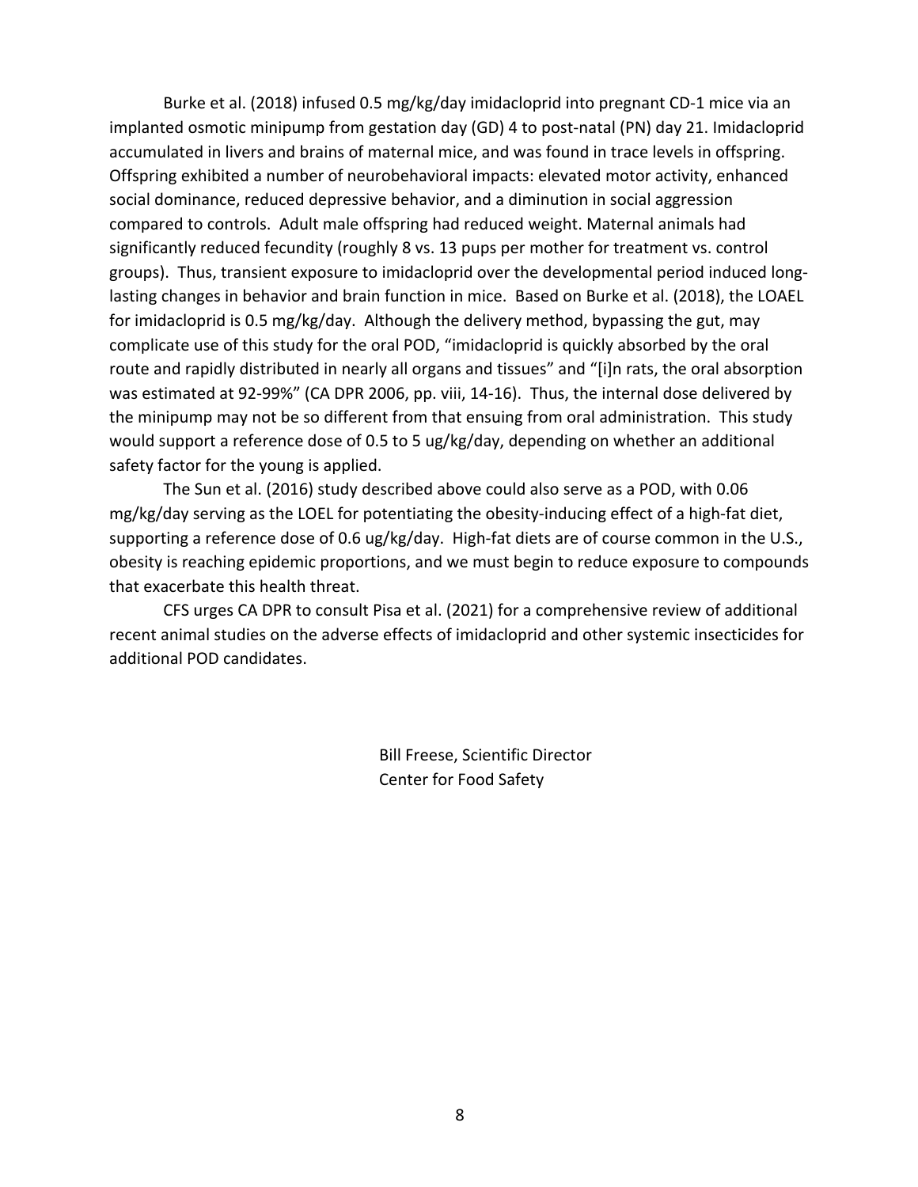Burke et al. (2018) infused 0.5 mg/kg/day imidacloprid into pregnant CD-1 mice via an implanted osmotic minipump from gestation day (GD) 4 to post-natal (PN) day 21. Imidacloprid accumulated in livers and brains of maternal mice, and was found in trace levels in offspring. Offspring exhibited a number of neurobehavioral impacts: elevated motor activity, enhanced social dominance, reduced depressive behavior, and a diminution in social aggression compared to controls. Adult male offspring had reduced weight. Maternal animals had significantly reduced fecundity (roughly 8 vs. 13 pups per mother for treatment vs. control groups). Thus, transient exposure to imidacloprid over the developmental period induced long-lasting changes in behavior and brain function in mice. Based on Burke et al. (2018), the LOAEL for imidacloprid is 0.5 mg/kg/day. Although the delivery method, bypassing the gut, may complicate use of this study for the oral POD, "imidacloprid is quickly absorbed by the oral route and rapidly distributed in nearly all organs and tissues" and "[i]n rats, the oral absorption was estimated at 92-99%" (CA DPR 2006, pp. viii, 14-16). Thus, the internal dose delivered by the minipump may not be so different from that ensuing from oral administration. This study would support a reference dose of 0.5 to 5 ug/kg/day, depending on whether an additional safety factor for the young is applied.

The Sun et al. (2016) study described above could also serve as a POD, with 0.06 mg/kg/day serving as the LOEL for potentiating the obesity-inducing effect of a high-fat diet, supporting a reference dose of 0.6 ug/kg/day. High-fat diets are of course common in the U.S., obesity is reaching epidemic proportions, and we must begin to reduce exposure to compounds that exacerbate this health threat.

CFS urges CA DPR to consult Pisa et al. (2021) for a comprehensive review of additional recent animal studies on the adverse effects of imidacloprid and other systemic insecticides for additional POD candidates.

Bill Freese, Scientific Director
Center for Food Safety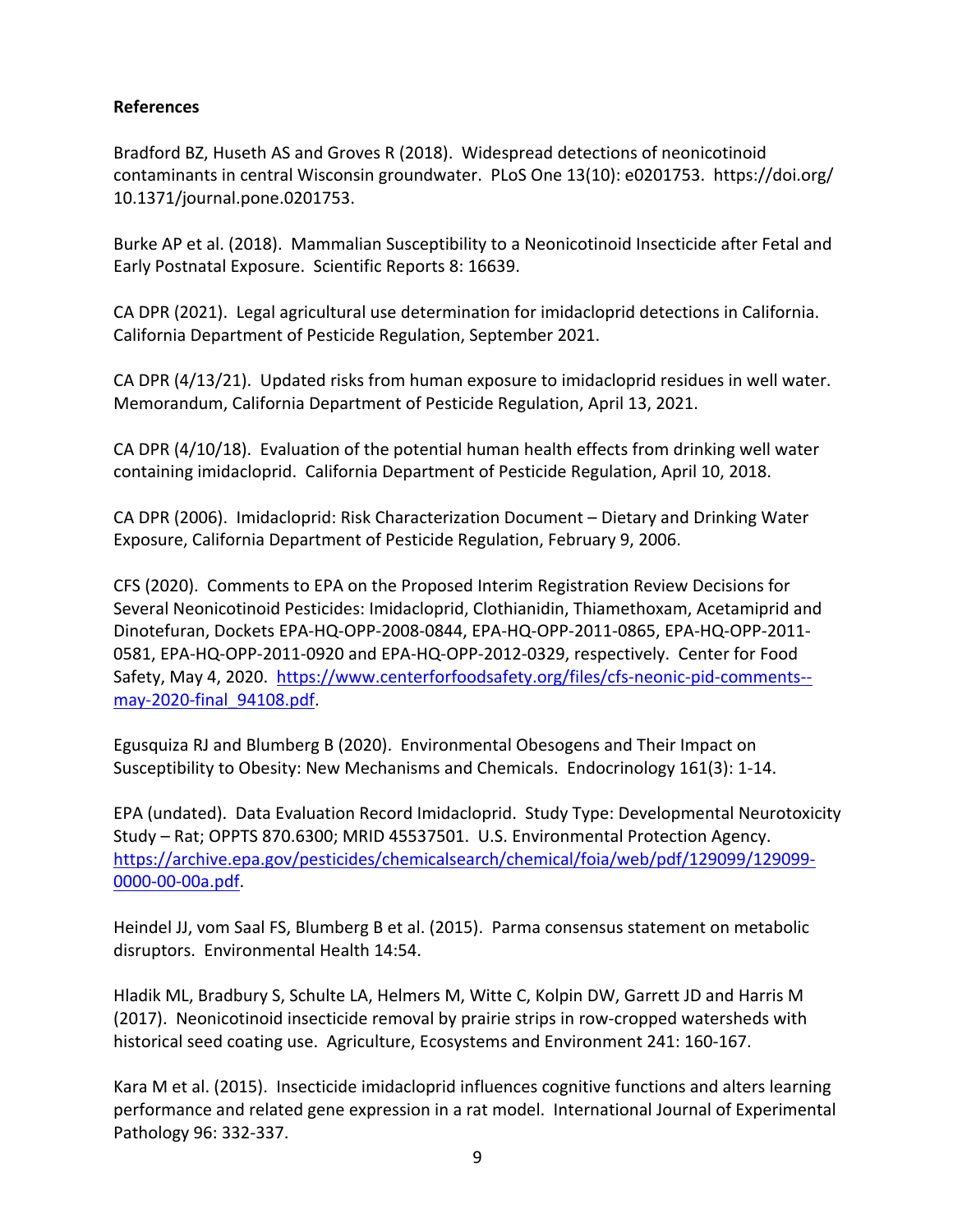**References**

Bradford BZ, Huseth AS and Groves R (2018). Widespread detections of neonicotinoid contaminants in central Wisconsin groundwater. PLoS One 13(10): e0201753. https://doi.org/10.1371/journal.pone.0201753.

Burke AP et al. (2018). Mammalian Susceptibility to a Neonicotinoid Insecticide after Fetal and Early Postnatal Exposure. Scientific Reports 8: 16639.

CA DPR (2021). Legal agricultural use determination for imidacloprid detections in California. California Department of Pesticide Regulation, September 2021.

CA DPR (4/13/21). Updated risks from human exposure to imidacloprid residues in well water. Memorandum, California Department of Pesticide Regulation, April 13, 2021.

CA DPR (4/10/18). Evaluation of the potential human health effects from drinking well water containing imidacloprid. California Department of Pesticide Regulation, April 10, 2018.

CA DPR (2006). Imidacloprid: Risk Characterization Document – Dietary and Drinking Water Exposure, California Department of Pesticide Regulation, February 9, 2006.

CFS (2020). Comments to EPA on the Proposed Interim Registration Review Decisions for Several Neonicotinoid Pesticides: Imidacloprid, Clothianidin, Thiamethoxam, Acetamiprid and Dinotefuran, Dockets EPA-HQ-OPP-2008-0844, EPA-HQ-OPP-2011-0865, EPA-HQ-OPP-2011-0581, EPA-HQ-OPP-2011-0920 and EPA-HQ-OPP-2012-0329, respectively. Center for Food Safety, May 4, 2020. [https://www.centerforfoodsafety.org/files/cfs-neonic-pid-comments--may-2020-final_94108.pdf](https://www.centerforfoodsafety.org/files/cfs-neonic-pid-comments--may-2020-final_94108.pdf).

Egusquiza RJ and Blumberg B (2020). Environmental Obesogens and Their Impact on Susceptibility to Obesity: New Mechanisms and Chemicals. Endocrinology 161(3): 1-14.

EPA (undated). Data Evaluation Record Imidacloprid. Study Type: Developmental Neurotoxicity Study – Rat; OPPTS 870.6300; MRID 45537501. U.S. Environmental Protection Agency. [https://archive.epa.gov/pesticides/chemicalsearch/chemical/foia/web/pdf/129099/129099-0000-00-00a.pdf](https://archive.epa.gov/pesticides/chemicalsearch/chemical/foia/web/pdf/129099/129099-0000-00-00a.pdf).

Heindel JJ, vom Saal FS, Blumberg B et al. (2015). Parma consensus statement on metabolic disruptors. Environmental Health 14:54.

Hladik ML, Bradbury S, Schulte LA, Helmers M, Witte C, Kolpin DW, Garrett JD and Harris M (2017). Neonicotinoid insecticide removal by prairie strips in row-cropped watersheds with historical seed coating use. Agriculture, Ecosystems and Environment 241: 160-167.

Kara M et al. (2015). Insecticide imidacloprid influences cognitive functions and alters learning performance and related gene expression in a rat model. International Journal of Experimental Pathology 96: 332-337.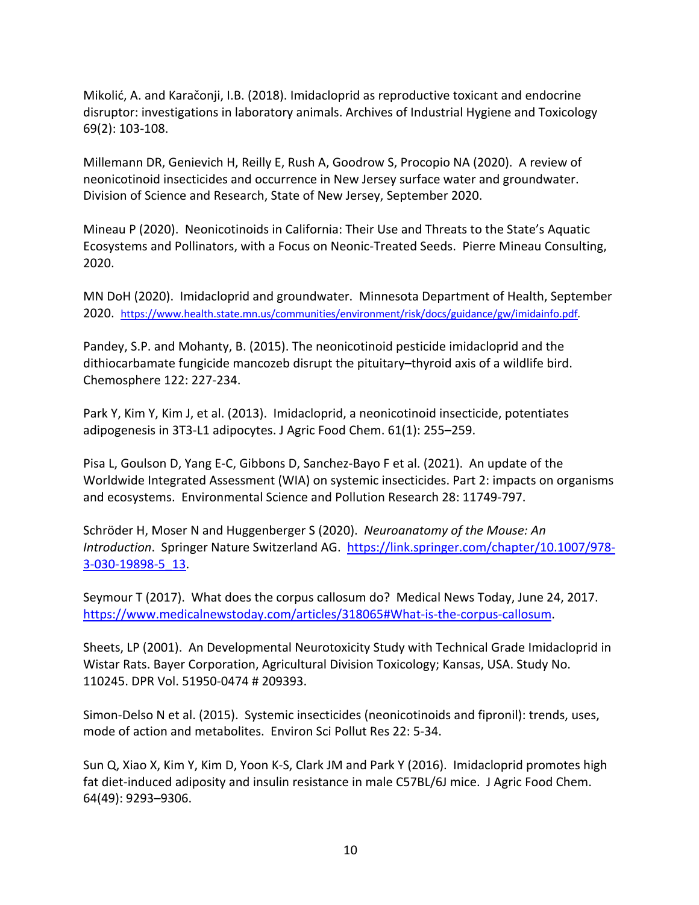Mikolić, A. and Karačonji, I.B. (2018). Imidacloprid as reproductive toxicant and endocrine disruptor: investigations in laboratory animals. Archives of Industrial Hygiene and Toxicology 69(2): 103-108.

Millemann DR, Genievich H, Reilly E, Rush A, Goodrow S, Procopio NA (2020). A review of neonicotinoid insecticides and occurrence in New Jersey surface water and groundwater. Division of Science and Research, State of New Jersey, September 2020.

Mineau P (2020). Neonicotinoids in California: Their Use and Threats to the State's Aquatic Ecosystems and Pollinators, with a Focus on Neonic-Treated Seeds. Pierre Mineau Consulting, 2020.

MN DoH (2020). Imidacloprid and groundwater. Minnesota Department of Health, September 2020. https://www.health.state.mn.us/communities/environment/risk/docs/guidance/gw/imidainfo.pdf.

Pandey, S.P. and Mohanty, B. (2015). The neonicotinoid pesticide imidacloprid and the dithiocarbamate fungicide mancozeb disrupt the pituitary–thyroid axis of a wildlife bird. Chemosphere 122: 227-234.

Park Y, Kim Y, Kim J, et al. (2013). Imidacloprid, a neonicotinoid insecticide, potentiates adipogenesis in 3T3-L1 adipocytes. J Agric Food Chem. 61(1): 255–259.

Pisa L, Goulson D, Yang E-C, Gibbons D, Sanchez-Bayo F et al. (2021). An update of the Worldwide Integrated Assessment (WIA) on systemic insecticides. Part 2: impacts on organisms and ecosystems. Environmental Science and Pollution Research 28: 11749-797.

Schröder H, Moser N and Huggenberger S (2020). *Neuroanatomy of the Mouse: An Introduction*. Springer Nature Switzerland AG. https://link.springer.com/chapter/10.1007/978-3-030-19898-5_13.

Seymour T (2017). What does the corpus callosum do? Medical News Today, June 24, 2017. https://www.medicalnewstoday.com/articles/318065#What-is-the-corpus-callosum.

Sheets, LP (2001). An Developmental Neurotoxicity Study with Technical Grade Imidacloprid in Wistar Rats. Bayer Corporation, Agricultural Division Toxicology; Kansas, USA. Study No. 110245. DPR Vol. 51950-0474 # 209393.

Simon-Delso N et al. (2015). Systemic insecticides (neonicotinoids and fipronil): trends, uses, mode of action and metabolites. Environ Sci Pollut Res 22: 5-34.

Sun Q, Xiao X, Kim Y, Kim D, Yoon K-S, Clark JM and Park Y (2016). Imidacloprid promotes high fat diet-induced adiposity and insulin resistance in male C57BL/6J mice. J Agric Food Chem. 64(49): 9293–9306.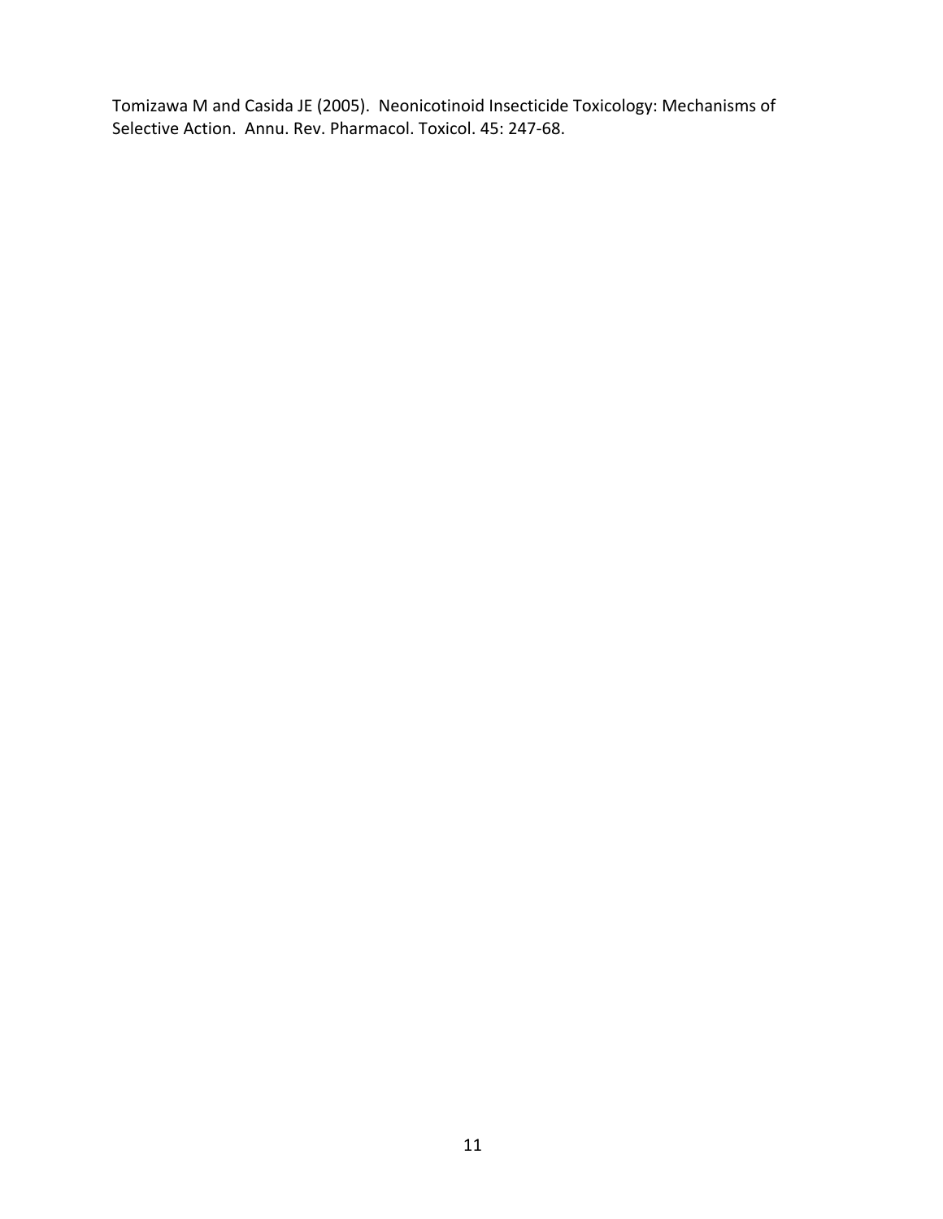Tomizawa M and Casida JE (2005). Neonicotinoid Insecticide Toxicology: Mechanisms of Selective Action. Annu. Rev. Pharmacol. Toxicol. 45: 247-68.